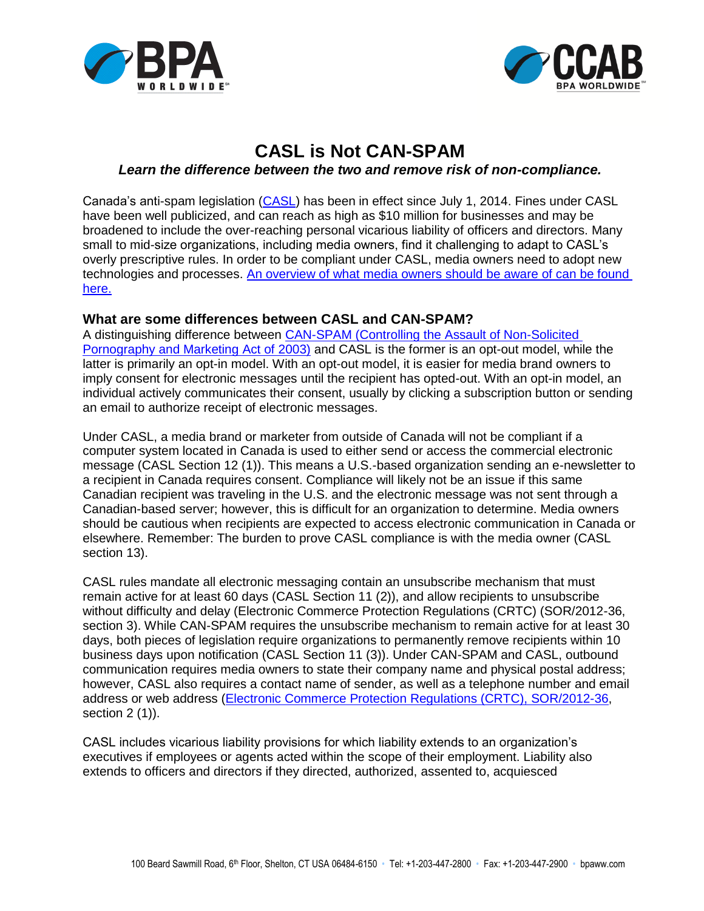# CASL is Not CAN-SPAM

***Learn the difference between the two and remove risk of non-compliance.***

Canada's anti-spam legislation (CASL) has been in effect since July 1, 2014. Fines under CASL have been well publicized, and can reach as high as $10 million for businesses and may be broadened to include the over-reaching personal vicarious liability of officers and directors. Many small to mid-size organizations, including media owners, find it challenging to adapt to CASL's overly prescriptive rules. In order to be compliant under CASL, media owners need to adopt new technologies and processes. An overview of what media owners should be aware of can be found here.

## What are some differences between CASL and CAN-SPAM?

A distinguishing difference between CAN-SPAM (Controlling the Assault of Non-Solicited Pornography and Marketing Act of 2003) and CASL is the former is an opt-out model, while the latter is primarily an opt-in model. With an opt-out model, it is easier for media brand owners to imply consent for electronic messages until the recipient has opted-out. With an opt-in model, an individual actively communicates their consent, usually by clicking a subscription button or sending an email to authorize receipt of electronic messages.

Under CASL, a media brand or marketer from outside of Canada will not be compliant if a computer system located in Canada is used to either send or access the commercial electronic message (CASL Section 12 (1)). This means a U.S.-based organization sending an e-newsletter to a recipient in Canada requires consent. Compliance will likely not be an issue if this same Canadian recipient was traveling in the U.S. and the electronic message was not sent through a Canadian-based server; however, this is difficult for an organization to determine. Media owners should be cautious when recipients are expected to access electronic communication in Canada or elsewhere. Remember: The burden to prove CASL compliance is with the media owner (CASL section 13).

CASL rules mandate all electronic messaging contain an unsubscribe mechanism that must remain active for at least 60 days (CASL Section 11 (2)), and allow recipients to unsubscribe without difficulty and delay (Electronic Commerce Protection Regulations (CRTC) (SOR/2012-36, section 3). While CAN-SPAM requires the unsubscribe mechanism to remain active for at least 30 days, both pieces of legislation require organizations to permanently remove recipients within 10 business days upon notification (CASL Section 11 (3)). Under CAN-SPAM and CASL, outbound communication requires media owners to state their company name and physical postal address; however, CASL also requires a contact name of sender, as well as a telephone number and email address or web address (Electronic Commerce Protection Regulations (CRTC), SOR/2012-36, section 2 (1)).

CASL includes vicarious liability provisions for which liability extends to an organization's executives if employees or agents acted within the scope of their employment. Liability also extends to officers and directors if they directed, authorized, assented to, acquiesced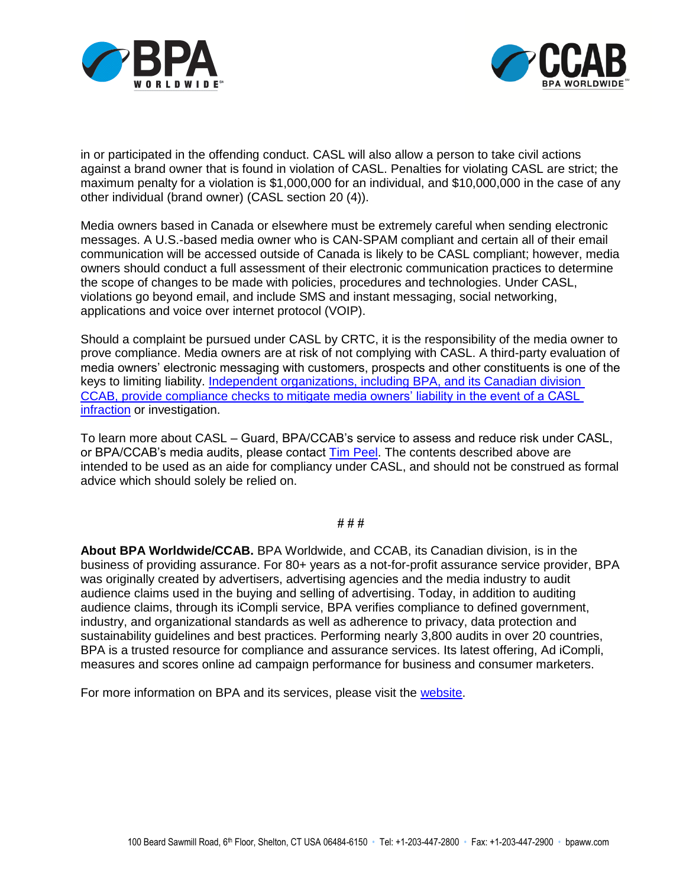in or participated in the offending conduct. CASL will also allow a person to take civil actions against a brand owner that is found in violation of CASL. Penalties for violating CASL are strict; the maximum penalty for a violation is $1,000,000 for an individual, and $10,000,000 in the case of any other individual (brand owner) (CASL section 20 (4)).

Media owners based in Canada or elsewhere must be extremely careful when sending electronic messages. A U.S.-based media owner who is CAN-SPAM compliant and certain all of their email communication will be accessed outside of Canada is likely to be CASL compliant; however, media owners should conduct a full assessment of their electronic communication practices to determine the scope of changes to be made with policies, procedures and technologies. Under CASL, violations go beyond email, and include SMS and instant messaging, social networking, applications and voice over internet protocol (VOIP).

Should a complaint be pursued under CASL by CRTC, it is the responsibility of the media owner to prove compliance. Media owners are at risk of not complying with CASL. A third-party evaluation of media owners' electronic messaging with customers, prospects and other constituents is one of the keys to limiting liability. Independent organizations, including BPA, and its Canadian division CCAB, provide compliance checks to mitigate media owners' liability in the event of a CASL infraction or investigation.

To learn more about CASL – Guard, BPA/CCAB's service to assess and reduce risk under CASL, or BPA/CCAB's media audits, please contact Tim Peel. The contents described above are intended to be used as an aide for compliancy under CASL, and should not be construed as formal advice which should solely be relied on.

# # #

**About BPA Worldwide/CCAB.** BPA Worldwide, and CCAB, its Canadian division, is in the business of providing assurance. For 80+ years as a not-for-profit assurance service provider, BPA was originally created by advertisers, advertising agencies and the media industry to audit audience claims used in the buying and selling of advertising. Today, in addition to auditing audience claims, through its iCompli service, BPA verifies compliance to defined government, industry, and organizational standards as well as adherence to privacy, data protection and sustainability guidelines and best practices. Performing nearly 3,800 audits in over 20 countries, BPA is a trusted resource for compliance and assurance services. Its latest offering, Ad iCompli, measures and scores online ad campaign performance for business and consumer marketers.

For more information on BPA and its services, please visit the website.